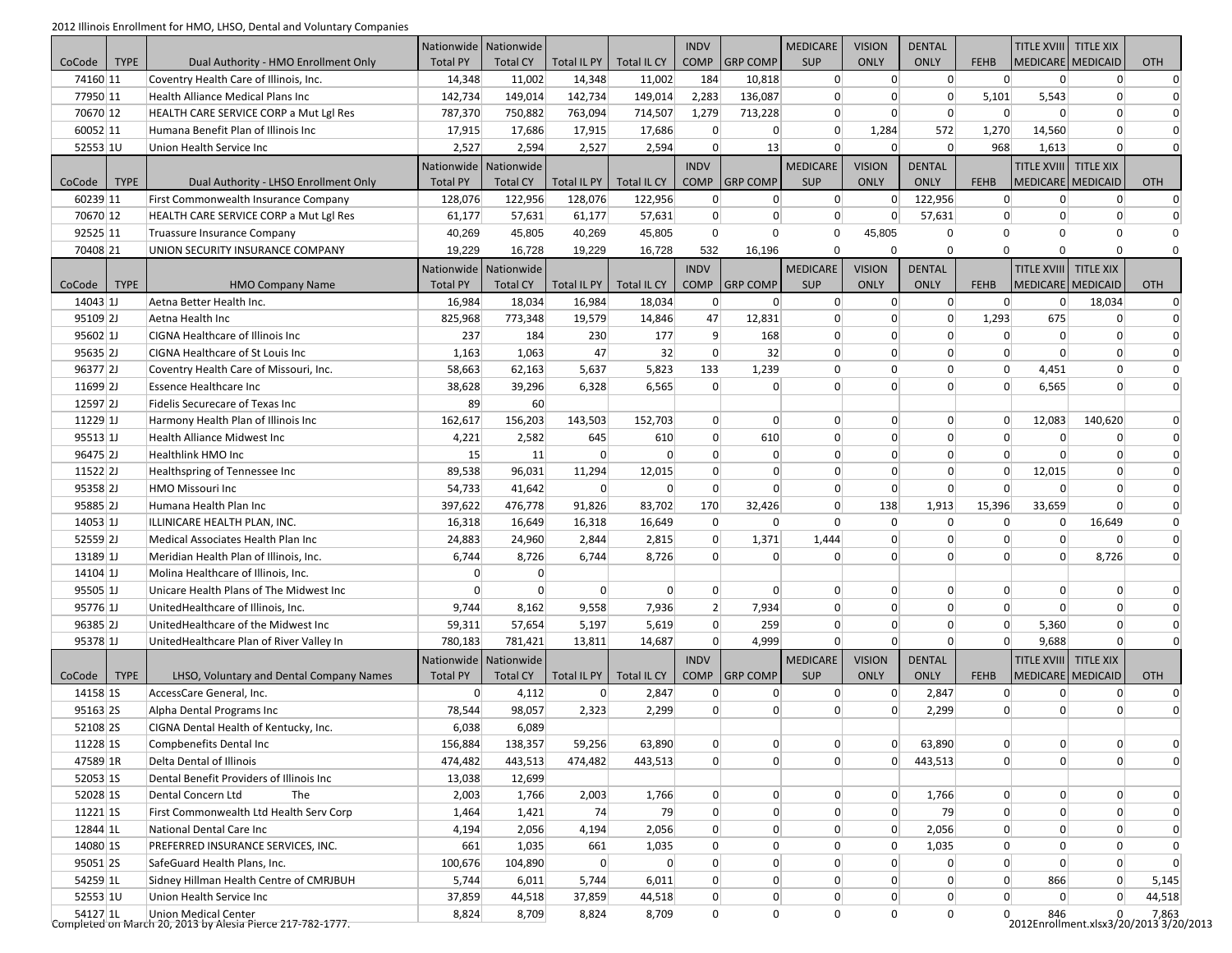2012 Illinois Enrollment for HMO, LHSO, Dental and Voluntary Companies

| CoCode | TYPE | Dual Authority - HMO Enrollment Only | Nationwide Total PY | Nationwide Total CY | Total IL PY | Total IL CY | INDV COMP | GRP COMP | MEDICARE SUP | VISION ONLY | DENTAL ONLY | FEHB | TITLE XVIII MEDICARE | TITLE XIX MEDICAID | OTH |
|---|---|---|---|---|---|---|---|---|---|---|---|---|---|---|---|
| 74160 | 11 | Coventry Health Care of Illinois, Inc. | 14,348 | 11,002 | 14,348 | 11,002 | 184 | 10,818 | 0 | 0 | 0 | 0 | 0 | 0 | 0 |
| 77950 | 11 | Health Alliance Medical Plans Inc | 142,734 | 149,014 | 142,734 | 149,014 | 2,283 | 136,087 | 0 | 0 | 0 | 5,101 | 5,543 | 0 | 0 |
| 70670 | 12 | HEALTH CARE SERVICE CORP a Mut Lgl Res | 787,370 | 750,882 | 763,094 | 714,507 | 1,279 | 713,228 | 0 | 0 | 0 | 0 | 0 | 0 | 0 |
| 60052 | 11 | Humana Benefit Plan of Illinois Inc | 17,915 | 17,686 | 17,915 | 17,686 | 0 | 0 | 0 | 1,284 | 572 | 1,270 | 14,560 | 0 | 0 |
| 52553 | 1U | Union Health Service Inc | 2,527 | 2,594 | 2,527 | 2,594 | 0 | 13 | 0 | 0 | 0 | 968 | 1,613 | 0 | 0 |
| **CoCode** | **TYPE** | **Dual Authority - LHSO Enrollment Only** | **Nationwide Total PY** | **Nationwide Total CY** | **Total IL PY** | **Total IL CY** | **INDV COMP** | **GRP COMP** | **MEDICARE SUP** | **VISION ONLY** | **DENTAL ONLY** | **FEHB** | **TITLE XVIII MEDICARE** | **TITLE XIX MEDICAID** | **OTH** |
| 60239 | 11 | First Commonwealth Insurance Company | 128,076 | 122,956 | 128,076 | 122,956 | 0 | 0 | 0 | 0 | 122,956 | 0 | 0 | 0 | 0 |
| 70670 | 12 | HEALTH CARE SERVICE CORP a Mut Lgl Res | 61,177 | 57,631 | 61,177 | 57,631 | 0 | 0 | 0 | 0 | 57,631 | 0 | 0 | 0 | 0 |
| 92525 | 11 | Truassure Insurance Company | 40,269 | 45,805 | 40,269 | 45,805 | 0 | 0 | 0 | 45,805 | 0 | 0 | 0 | 0 | 0 |
| 70408 | 21 | UNION SECURITY INSURANCE COMPANY | 19,229 | 16,728 | 19,229 | 16,728 | 532 | 16,196 | 0 | 0 | 0 | 0 | 0 | 0 | 0 |
| **CoCode** | **TYPE** | **HMO Company Name** | **Nationwide Total PY** | **Nationwide Total CY** | **Total IL PY** | **Total IL CY** | **INDV COMP** | **GRP COMP** | **MEDICARE SUP** | **VISION ONLY** | **DENTAL ONLY** | **FEHB** | **TITLE XVIII MEDICARE** | **TITLE XIX MEDICAID** | **OTH** |
| 14043 | 1J | Aetna Better Health Inc. | 16,984 | 18,034 | 16,984 | 18,034 | 0 | 0 | 0 | 0 | 0 | 0 | 0 | 18,034 | 0 |
| 95109 | 2J | Aetna Health Inc | 825,968 | 773,348 | 19,579 | 14,846 | 47 | 12,831 | 0 | 0 | 0 | 1,293 | 675 | 0 | 0 |
| 95602 | 1J | CIGNA Healthcare of Illinois Inc | 237 | 184 | 230 | 177 | 9 | 168 | 0 | 0 | 0 | 0 | 0 | 0 | 0 |
| 95635 | 2J | CIGNA Healthcare of St Louis Inc | 1,163 | 1,063 | 47 | 32 | 0 | 32 | 0 | 0 | 0 | 0 | 0 | 0 | 0 |
| 96377 | 2J | Coventry Health Care of Missouri, Inc. | 58,663 | 62,163 | 5,637 | 5,823 | 133 | 1,239 | 0 | 0 | 0 | 0 | 4,451 | 0 | 0 |
| 11699 | 2J | Essence Healthcare Inc | 38,628 | 39,296 | 6,328 | 6,565 | 0 | 0 | 0 | 0 | 0 | 0 | 6,565 | 0 | 0 |
| 12597 | 2J | Fidelis Securecare of Texas Inc | 89 | 60 | | | | | | | | | | | |
| 11229 | 1J | Harmony Health Plan of Illinois Inc | 162,617 | 156,203 | 143,503 | 152,703 | 0 | 0 | 0 | 0 | 0 | 0 | 12,083 | 140,620 | 0 |
| 95513 | 1J | Health Alliance Midwest Inc | 4,221 | 2,582 | 645 | 610 | 0 | 610 | 0 | 0 | 0 | 0 | 0 | 0 | 0 |
| 96475 | 2J | Healthlink HMO Inc | 15 | 11 | 0 | 0 | 0 | 0 | 0 | 0 | 0 | 0 | 0 | 0 | 0 |
| 11522 | 2J | Healthspring of Tennessee Inc | 89,538 | 96,031 | 11,294 | 12,015 | 0 | 0 | 0 | 0 | 0 | 0 | 12,015 | 0 | 0 |
| 95358 | 2J | HMO Missouri Inc | 54,733 | 41,642 | 0 | 0 | 0 | 0 | 0 | 0 | 0 | 0 | 0 | 0 | 0 |
| 95885 | 2J | Humana Health Plan Inc | 397,622 | 476,778 | 91,826 | 83,702 | 170 | 32,426 | 0 | 138 | 1,913 | 15,396 | 33,659 | 0 | 0 |
| 14053 | 1J | ILLINICARE HEALTH PLAN, INC. | 16,318 | 16,649 | 16,318 | 16,649 | 0 | 0 | 0 | 0 | 0 | 0 | 0 | 16,649 | 0 |
| 52559 | 2J | Medical Associates Health Plan Inc | 24,883 | 24,960 | 2,844 | 2,815 | 0 | 1,371 | 1,444 | 0 | 0 | 0 | 0 | 0 | 0 |
| 13189 | 1J | Meridian Health Plan of Illinois, Inc. | 6,744 | 8,726 | 6,744 | 8,726 | 0 | 0 | 0 | 0 | 0 | 0 | 0 | 8,726 | 0 |
| 14104 | 1J | Molina Healthcare of Illinois, Inc. | 0 | 0 | | | | | | | | | | | |
| 95505 | 1J | Unicare Health Plans of The Midwest Inc | 0 | 0 | 0 | 0 | 0 | 0 | 0 | 0 | 0 | 0 | 0 | 0 | 0 |
| 95776 | 1J | UnitedHealthcare of Illinois, Inc. | 9,744 | 8,162 | 9,558 | 7,936 | 2 | 7,934 | 0 | 0 | 0 | 0 | 0 | 0 | 0 |
| 96385 | 2J | UnitedHealthcare of the Midwest Inc | 59,311 | 57,654 | 5,197 | 5,619 | 0 | 259 | 0 | 0 | 0 | 0 | 5,360 | 0 | 0 |
| 95378 | 1J | UnitedHealthcare Plan of River Valley In | 780,183 | 781,421 | 13,811 | 14,687 | 0 | 4,999 | 0 | 0 | 0 | 0 | 9,688 | 0 | 0 |
| **CoCode** | **TYPE** | **LHSO, Voluntary and Dental Company Names** | **Nationwide Total PY** | **Nationwide Total CY** | **Total IL PY** | **Total IL CY** | **INDV COMP** | **GRP COMP** | **MEDICARE SUP** | **VISION ONLY** | **DENTAL ONLY** | **FEHB** | **TITLE XVIII MEDICARE** | **TITLE XIX MEDICAID** | **OTH** |
| 14158 | 1S | AccessCare General, Inc. | 0 | 4,112 | 0 | 2,847 | 0 | 0 | 0 | 0 | 2,847 | 0 | 0 | 0 | 0 |
| 95163 | 2S | Alpha Dental Programs Inc | 78,544 | 98,057 | 2,323 | 2,299 | 0 | 0 | 0 | 0 | 2,299 | 0 | 0 | 0 | 0 |
| 52108 | 2S | CIGNA Dental Health of Kentucky, Inc. | 6,038 | 6,089 | | | | | | | | | | | |
| 11228 | 1S | Compbenefits Dental Inc | 156,884 | 138,357 | 59,256 | 63,890 | 0 | 0 | 0 | 0 | 63,890 | 0 | 0 | 0 | 0 |
| 47589 | 1R | Delta Dental of Illinois | 474,482 | 443,513 | 474,482 | 443,513 | 0 | 0 | 0 | 0 | 443,513 | 0 | 0 | 0 | 0 |
| 52053 | 1S | Dental Benefit Providers of Illinois Inc | 13,038 | 12,699 | | | | | | | | | | | |
| 52028 | 1S | Dental Concern Ltd The | 2,003 | 1,766 | 2,003 | 1,766 | 0 | 0 | 0 | 0 | 1,766 | 0 | 0 | 0 | 0 |
| 11221 | 1S | First Commonwealth Ltd Health Serv Corp | 1,464 | 1,421 | 74 | 79 | 0 | 0 | 0 | 0 | 79 | 0 | 0 | 0 | 0 |
| 12844 | 1L | National Dental Care Inc | 4,194 | 2,056 | 4,194 | 2,056 | 0 | 0 | 0 | 0 | 2,056 | 0 | 0 | 0 | 0 |
| 14080 | 1S | PREFERRED INSURANCE SERVICES, INC. | 661 | 1,035 | 661 | 1,035 | 0 | 0 | 0 | 0 | 1,035 | 0 | 0 | 0 | 0 |
| 95051 | 2S | SafeGuard Health Plans, Inc. | 100,676 | 104,890 | 0 | 0 | 0 | 0 | 0 | 0 | 0 | 0 | 0 | 0 | 0 |
| 54259 | 1L | Sidney Hillman Health Centre of CMRJBUH | 5,744 | 6,011 | 5,744 | 6,011 | 0 | 0 | 0 | 0 | 0 | 0 | 866 | 0 | 5,145 |
| 52553 | 1U | Union Health Service Inc | 37,859 | 44,518 | 37,859 | 44,518 | 0 | 0 | 0 | 0 | 0 | 0 | 0 | 0 | 44,518 |
| 54127 | 1L | Union Medical Center | 8,824 | 8,709 | 8,824 | 8,709 | 0 | 0 | 0 | 0 | 0 | 0 | 846 | 0 | 7,863 |

Completed on March 20, 2013 by Alesia Pierce 217-782-1777.

2012Enrollment.xlsx3/20/2013 3/20/2013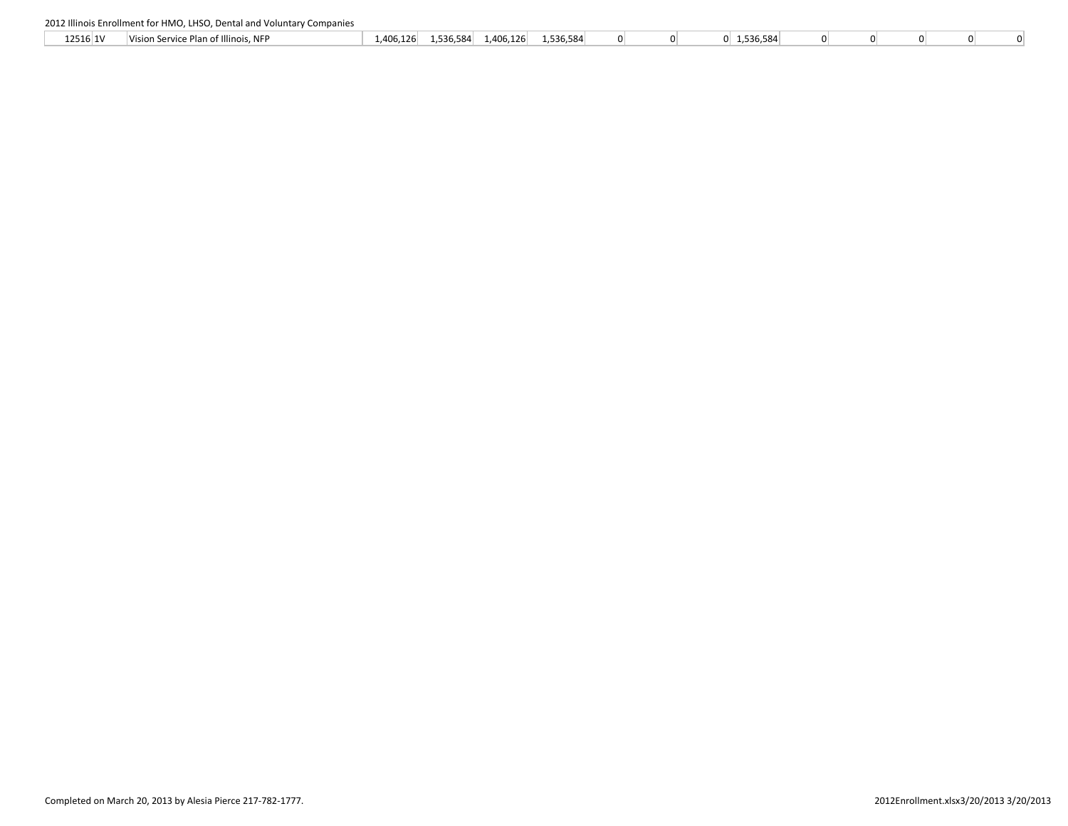| | | | | | | | | | | | | | | | |
|---|---|---|---|---|---|---|---|---|---|---|---|---|---|---|---|
| 12516 | 1V | Vision Service Plan of Illinois, NFP | 1,406,126 | 1,536,584 | 1,406,126 | 1,536,584 | 0 | 0 | 0 | 1,536,584 | 0 | 0 | 0 | 0 | 0 |